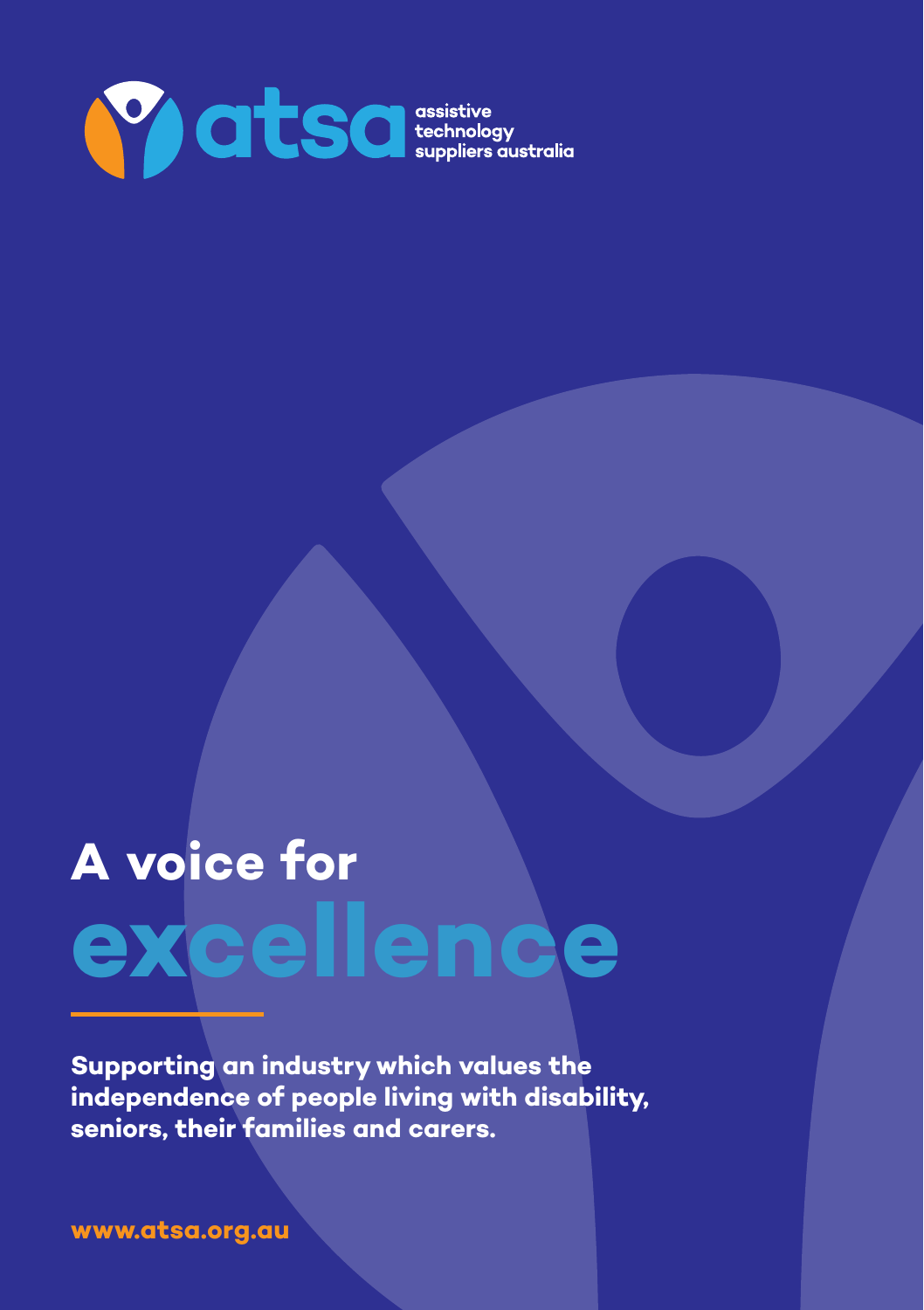atsa assistive technology suppliers australia

# A voice for excellence

**Supporting an industry which values the independence of people living with disability, seniors, their families and carers.**

www.atsa.org.au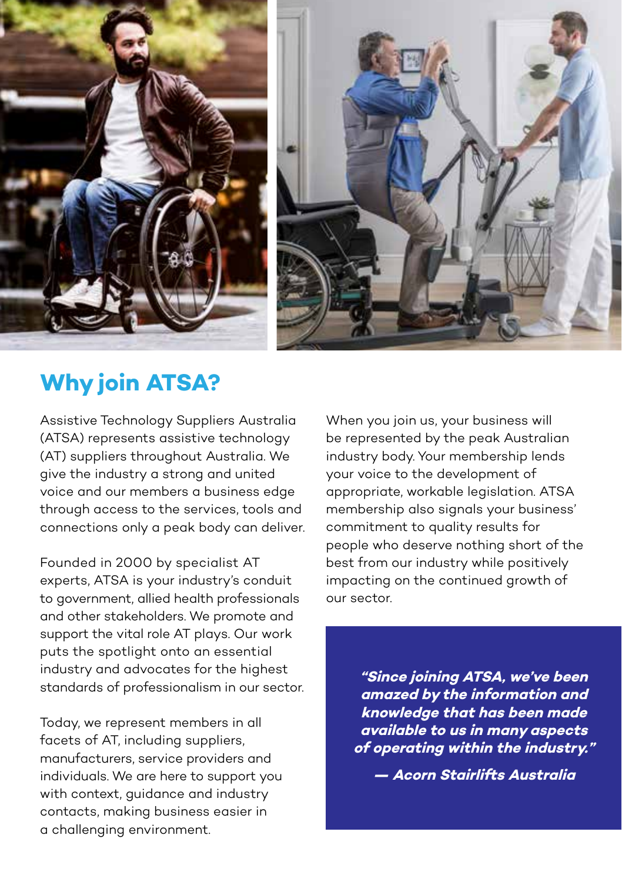# Why join ATSA?

Assistive Technology Suppliers Australia (ATSA) represents assistive technology (AT) suppliers throughout Australia. We give the industry a strong and united voice and our members a business edge through access to the services, tools and connections only a peak body can deliver.

Founded in 2000 by specialist AT experts, ATSA is your industry's conduit to government, allied health professionals and other stakeholders. We promote and support the vital role AT plays. Our work puts the spotlight onto an essential industry and advocates for the highest standards of professionalism in our sector.

Today, we represent members in all facets of AT, including suppliers, manufacturers, service providers and individuals. We are here to support you with context, guidance and industry contacts, making business easier in a challenging environment.

When you join us, your business will be represented by the peak Australian industry body. Your membership lends your voice to the development of appropriate, workable legislation. ATSA membership also signals your business' commitment to quality results for people who deserve nothing short of the best from our industry while positively impacting on the continued growth of our sector.

> ***"Since joining ATSA, we've been amazed by the information and knowledge that has been made available to us in many aspects of operating within the industry."***
>
> ***— Acorn Stairlifts Australia***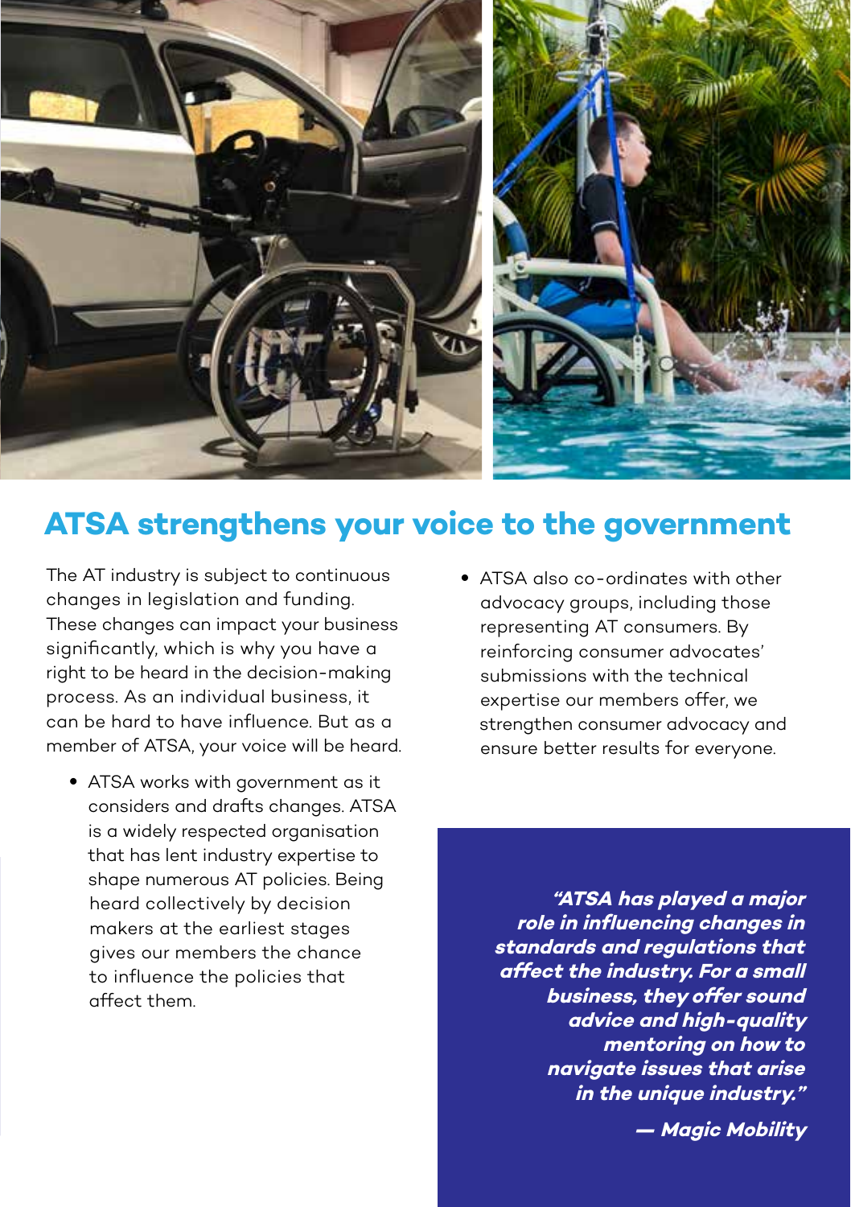## ATSA strengthens your voice to the government

The AT industry is subject to continuous changes in legislation and funding. These changes can impact your business significantly, which is why you have a right to be heard in the decision-making process. As an individual business, it can be hard to have influence. But as a member of ATSA, your voice will be heard.

- ATSA works with government as it considers and drafts changes. ATSA is a widely respected organisation that has lent industry expertise to shape numerous AT policies. Being heard collectively by decision makers at the earliest stages gives our members the chance to influence the policies that affect them.
- ATSA also co-ordinates with other advocacy groups, including those representing AT consumers. By reinforcing consumer advocates' submissions with the technical expertise our members offer, we strengthen consumer advocacy and ensure better results for everyone.

***"ATSA has played a major role in influencing changes in standards and regulations that affect the industry. For a small business, they offer sound advice and high-quality mentoring on how to navigate issues that arise in the unique industry."***

***— Magic Mobility***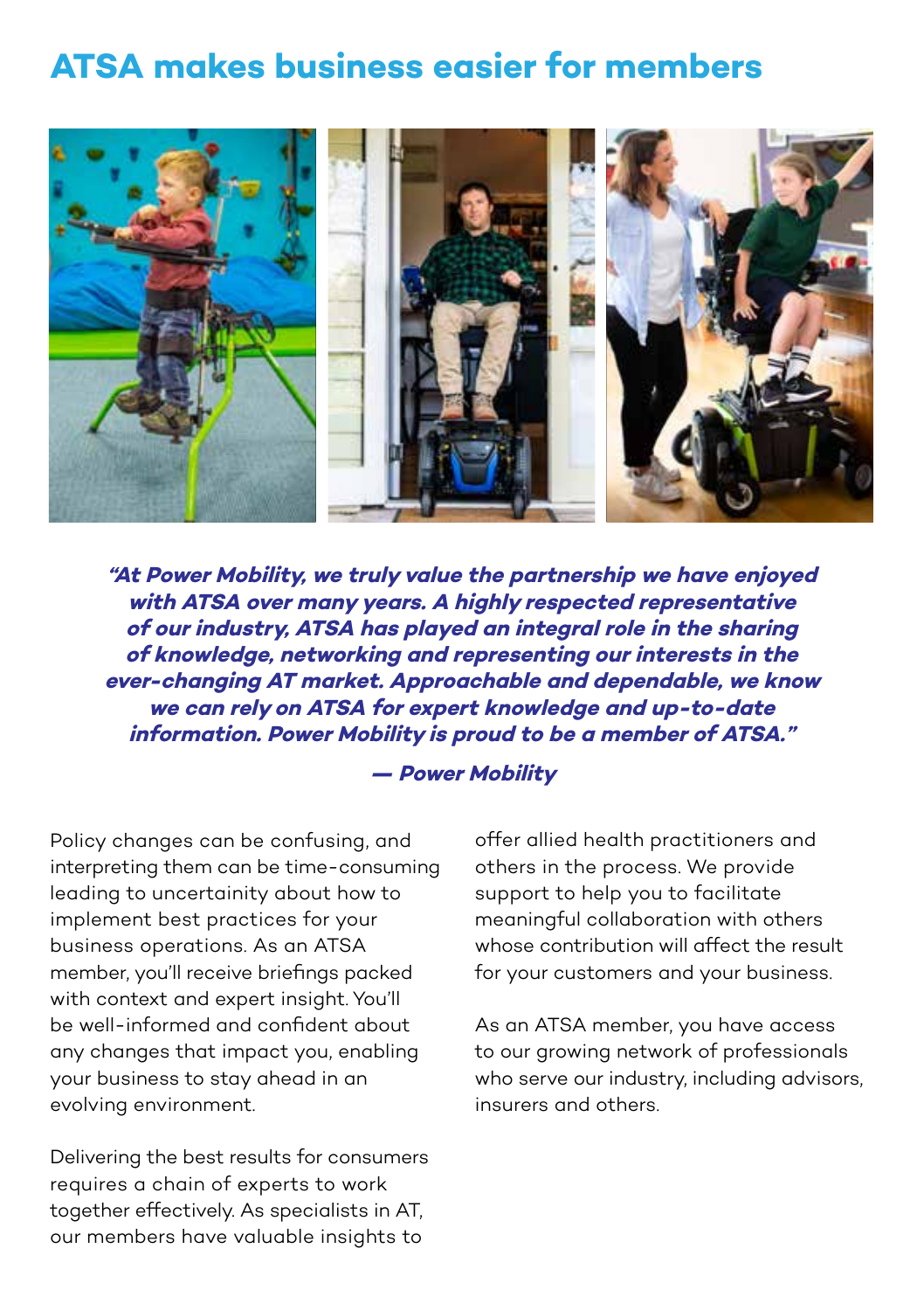# ATSA makes business easier for members

***"At Power Mobility, we truly value the partnership we have enjoyed with ATSA over many years. A highly respected representative of our industry, ATSA has played an integral role in the sharing of knowledge, networking and representing our interests in the ever-changing AT market. Approachable and dependable, we know we can rely on ATSA for expert knowledge and up-to-date information. Power Mobility is proud to be a member of ATSA."***

***— Power Mobility***

Policy changes can be confusing, and interpreting them can be time-consuming leading to uncertainity about how to implement best practices for your business operations. As an ATSA member, you'll receive briefings packed with context and expert insight. You'll be well-informed and confident about any changes that impact you, enabling your business to stay ahead in an evolving environment.

Delivering the best results for consumers requires a chain of experts to work together effectively. As specialists in AT, our members have valuable insights to offer allied health practitioners and others in the process. We provide support to help you to facilitate meaningful collaboration with others whose contribution will affect the result for your customers and your business.

As an ATSA member, you have access to our growing network of professionals who serve our industry, including advisors, insurers and others.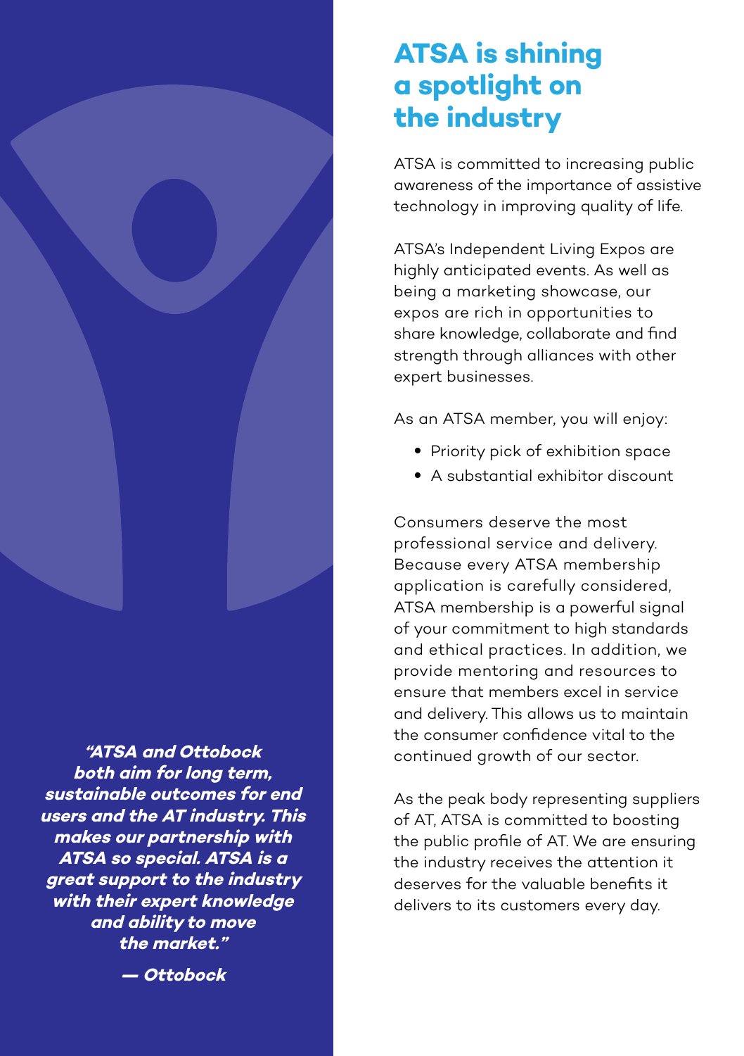***"ATSA and Ottobock both aim for long term, sustainable outcomes for end users and the AT industry. This makes our partnership with ATSA so special. ATSA is a great support to the industry with their expert knowledge and ability to move the market."***

***— Ottobock***

# ATSA is shining a spotlight on the industry

ATSA is committed to increasing public awareness of the importance of assistive technology in improving quality of life.

ATSA's Independent Living Expos are highly anticipated events. As well as being a marketing showcase, our expos are rich in opportunities to share knowledge, collaborate and find strength through alliances with other expert businesses.

As an ATSA member, you will enjoy:

- Priority pick of exhibition space
- A substantial exhibitor discount

Consumers deserve the most professional service and delivery. Because every ATSA membership application is carefully considered, ATSA membership is a powerful signal of your commitment to high standards and ethical practices. In addition, we provide mentoring and resources to ensure that members excel in service and delivery. This allows us to maintain the consumer confidence vital to the continued growth of our sector.

As the peak body representing suppliers of AT, ATSA is committed to boosting the public profile of AT. We are ensuring the industry receives the attention it deserves for the valuable benefits it delivers to its customers every day.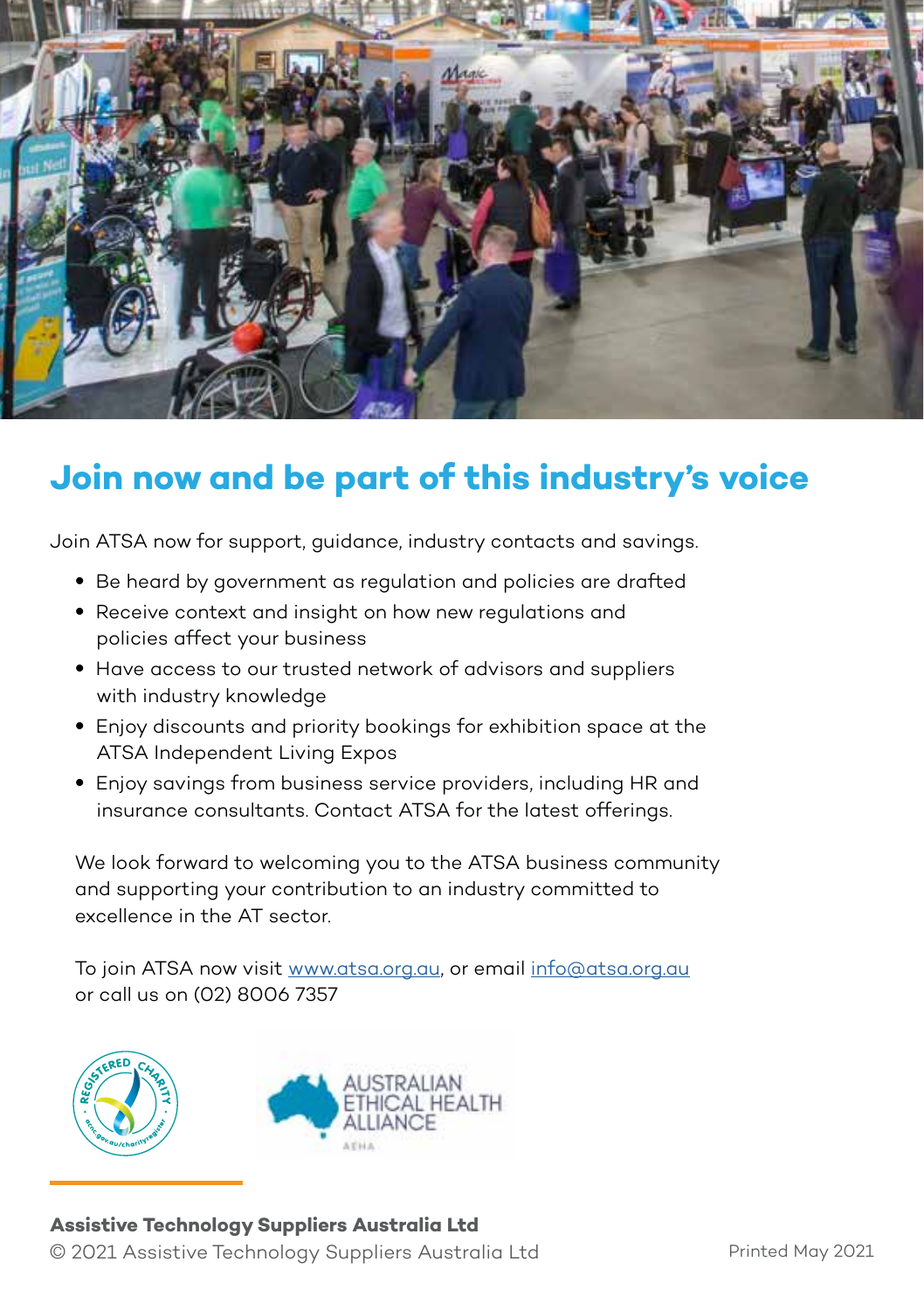## Join now and be part of this industry's voice

Join ATSA now for support, guidance, industry contacts and savings.

- Be heard by government as regulation and policies are drafted
- Receive context and insight on how new regulations and policies affect your business
- Have access to our trusted network of advisors and suppliers with industry knowledge
- Enjoy discounts and priority bookings for exhibition space at the ATSA Independent Living Expos
- Enjoy savings from business service providers, including HR and insurance consultants. Contact ATSA for the latest offerings.

We look forward to welcoming you to the ATSA business community and supporting your contribution to an industry committed to excellence in the AT sector.

To join ATSA now visit www.atsa.org.au, or email info@atsa.org.au or call us on (02) 8006 7357

**Assistive Technology Suppliers Australia Ltd**
© 2021 Assistive Technology Suppliers Australia Ltd

Printed May 2021